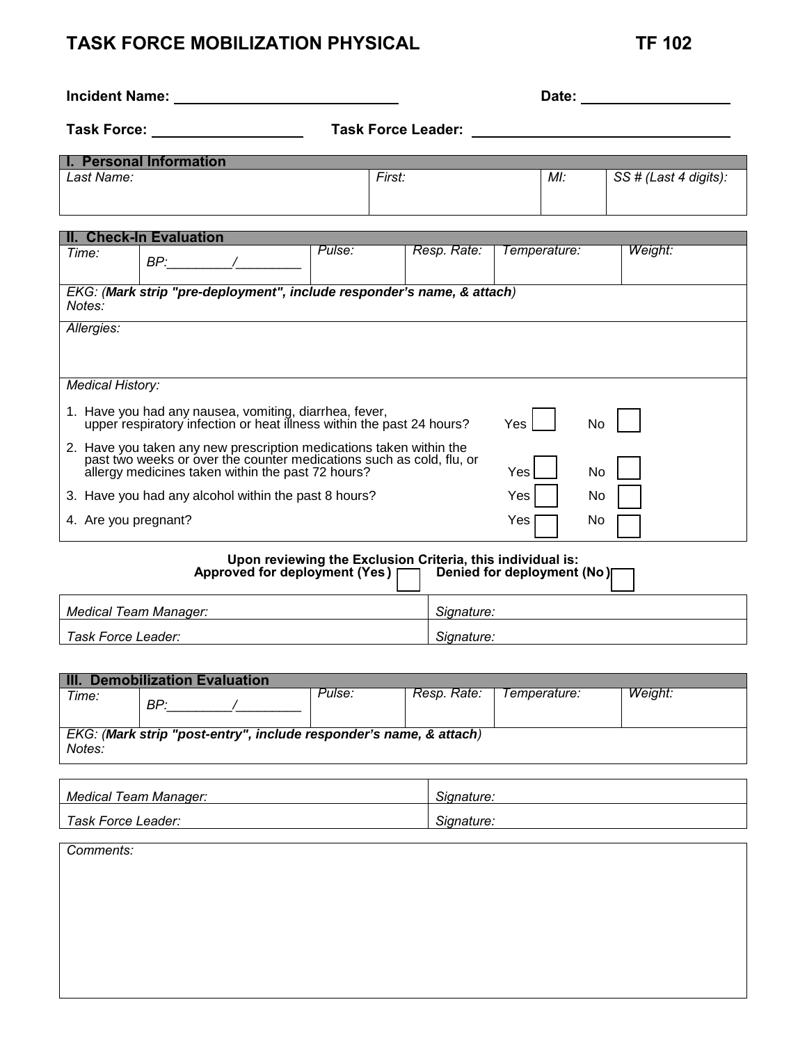# TASK FORCE MOBILIZATION PHYSICAL TF 102

**Incident Name:** ______________________________ **Date:** ____________________

**Task Force:** ____________________ **Task Force Leader:** __________________________________

| **I. Personal Information** | | | |
|---|---|---|---|
| *Last Name:* | *First:* | *MI:* | *SS # (Last 4 digits):* |

| **II. Check-In Evaluation** | | | | | |
|---|---|---|---|---|---|
| *Time:* | *BP:*_________/_________ | *Pulse:* | *Resp. Rate:* | *Temperature:* | *Weight:* |
| *EKG: (**Mark strip "pre-deployment", include responder's name, & attach**)* *Notes:* | | | | | |
| *Allergies:* | | | | | |

*Medical History:*

1. Have you had any nausea, vomiting, diarrhea, fever, upper respiratory infection or heat illness within the past 24 hours? Yes ☐ No ☐
2. Have you taken any new prescription medications taken within the past two weeks or over the counter medications such as cold, flu, or allergy medicines taken within the past 72 hours? Yes ☐ No ☐
3. Have you had any alcohol within the past 8 hours? Yes ☐ No ☐
4. Are you pregnant? Yes ☐ No ☐

**Upon reviewing the Exclusion Criteria, this individual is:**
**Approved for deployment (Yes)** ☐ **Denied for deployment (No)** ☐

| | |
|---|---|
| *Medical Team Manager:* | *Signature:* |
| *Task Force Leader:* | *Signature:* |

| **III. Demobilization Evaluation** | | | | | |
|---|---|---|---|---|---|
| *Time:* | *BP:*_________/_________ | *Pulse:* | *Resp. Rate:* | *Temperature:* | *Weight:* |
| *EKG: (**Mark strip "post-entry", include responder's name, & attach**)* *Notes:* | | | | | |

| | |
|---|---|
| *Medical Team Manager:* | *Signature:* |
| *Task Force Leader:* | *Signature:* |

*Comments:*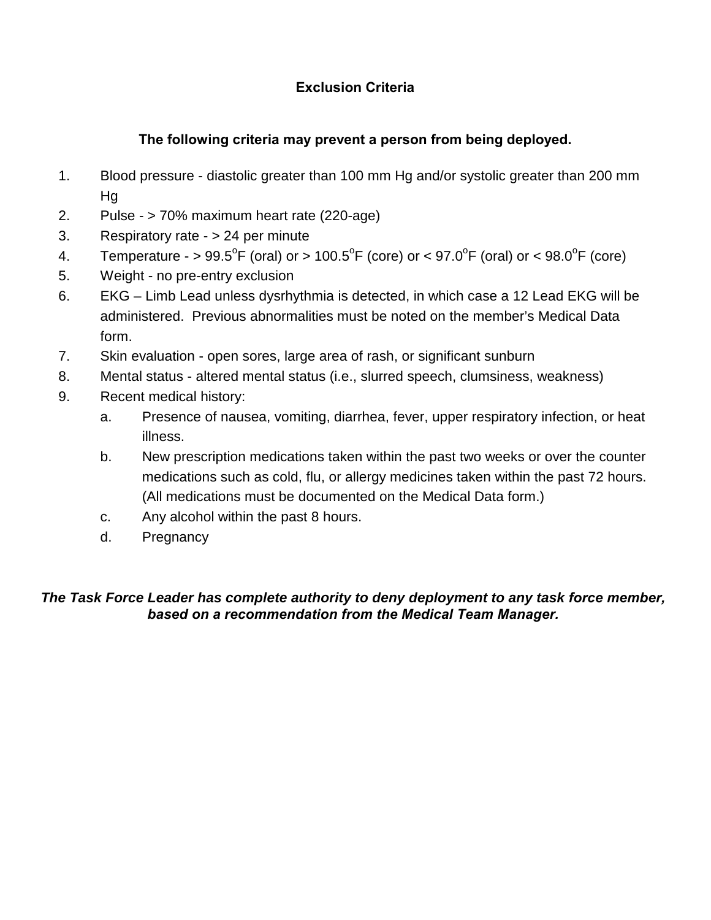# Exclusion Criteria

**The following criteria may prevent a person from being deployed.**

1. Blood pressure - diastolic greater than 100 mm Hg and/or systolic greater than 200 mm Hg
2. Pulse - > 70% maximum heart rate (220-age)
3. Respiratory rate - > 24 per minute
4. Temperature - > 99.5$^{o}$F (oral) or > 100.5$^{o}$F (core) or < 97.0$^{o}$F (oral) or < 98.0$^{o}$F (core)
5. Weight - no pre-entry exclusion
6. EKG – Limb Lead unless dysrhythmia is detected, in which case a 12 Lead EKG will be administered. Previous abnormalities must be noted on the member's Medical Data form.
7. Skin evaluation - open sores, large area of rash, or significant sunburn
8. Mental status - altered mental status (i.e., slurred speech, clumsiness, weakness)
9. Recent medical history:
   a. Presence of nausea, vomiting, diarrhea, fever, upper respiratory infection, or heat illness.
   b. New prescription medications taken within the past two weeks or over the counter medications such as cold, flu, or allergy medicines taken within the past 72 hours. (All medications must be documented on the Medical Data form.)
   c. Any alcohol within the past 8 hours.
   d. Pregnancy

***The Task Force Leader has complete authority to deny deployment to any task force member, based on a recommendation from the Medical Team Manager.***